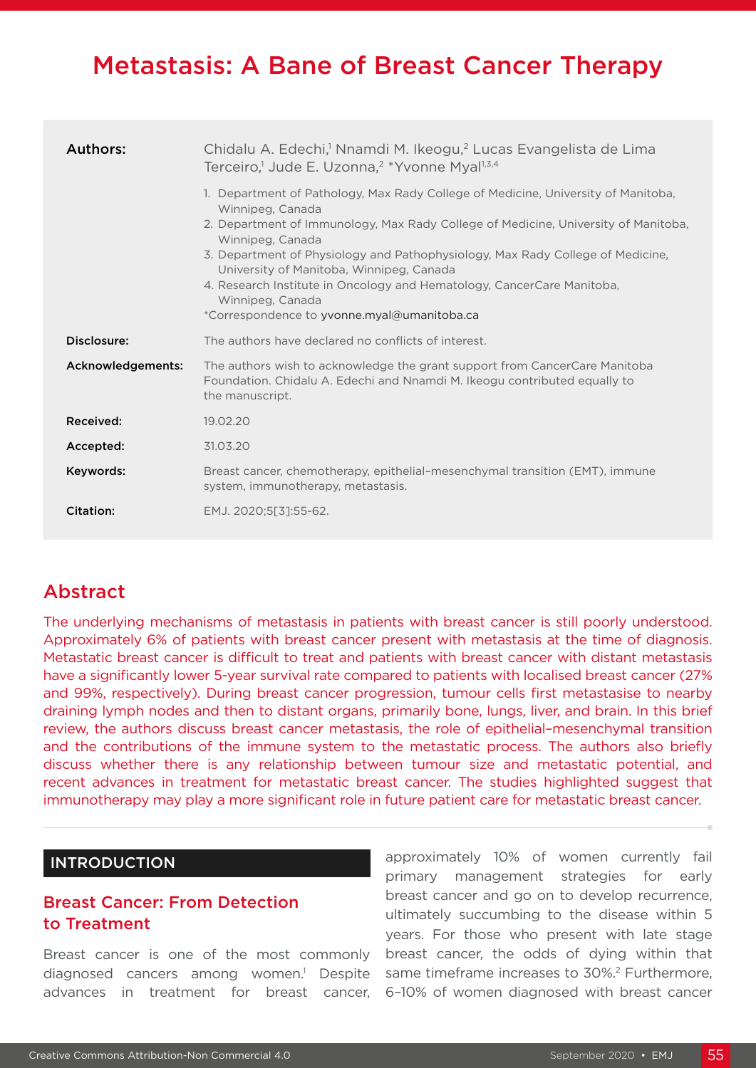# Metastasis: A Bane of Breast Cancer Therapy

**Authors:** Chidalu A. Edechi,[1] Nnamdi M. Ikeogu,[2] Lucas Evangelista de Lima Terceiro,[1] Jude E. Uzonna,[2] *Yvonne Myal[1,3,4]

1. Department of Pathology, Max Rady College of Medicine, University of Manitoba, Winnipeg, Canada
2. Department of Immunology, Max Rady College of Medicine, University of Manitoba, Winnipeg, Canada
3. Department of Physiology and Pathophysiology, Max Rady College of Medicine, University of Manitoba, Winnipeg, Canada
4. Research Institute in Oncology and Hematology, CancerCare Manitoba, Winnipeg, Canada

*Correspondence to yvonne.myal@umanitoba.ca

**Disclosure:** The authors have declared no conflicts of interest.

**Acknowledgements:** The authors wish to acknowledge the grant support from CancerCare Manitoba Foundation. Chidalu A. Edechi and Nnamdi M. Ikeogu contributed equally to the manuscript.

**Received:** 19.02.20

**Accepted:** 31.03.20

**Keywords:** Breast cancer, chemotherapy, epithelial–mesenchymal transition (EMT), immune system, immunotherapy, metastasis.

**Citation:** EMJ. 2020;5[3]:55-62.

## Abstract

The underlying mechanisms of metastasis in patients with breast cancer is still poorly understood. Approximately 6% of patients with breast cancer present with metastasis at the time of diagnosis. Metastatic breast cancer is difficult to treat and patients with breast cancer with distant metastasis have a significantly lower 5-year survival rate compared to patients with localised breast cancer (27% and 99%, respectively). During breast cancer progression, tumour cells first metastasise to nearby draining lymph nodes and then to distant organs, primarily bone, lungs, liver, and brain. In this brief review, the authors discuss breast cancer metastasis, the role of epithelial–mesenchymal transition and the contributions of the immune system to the metastatic process. The authors also briefly discuss whether there is any relationship between tumour size and metastatic potential, and recent advances in treatment for metastatic breast cancer. The studies highlighted suggest that immunotherapy may play a more significant role in future patient care for metastatic breast cancer.

## INTRODUCTION

### Breast Cancer: From Detection to Treatment

Breast cancer is one of the most commonly diagnosed cancers among women.[1] Despite advances in treatment for breast cancer, approximately 10% of women currently fail primary management strategies for early breast cancer and go on to develop recurrence, ultimately succumbing to the disease within 5 years. For those who present with late stage breast cancer, the odds of dying within that same timeframe increases to 30%.[2] Furthermore, 6–10% of women diagnosed with breast cancer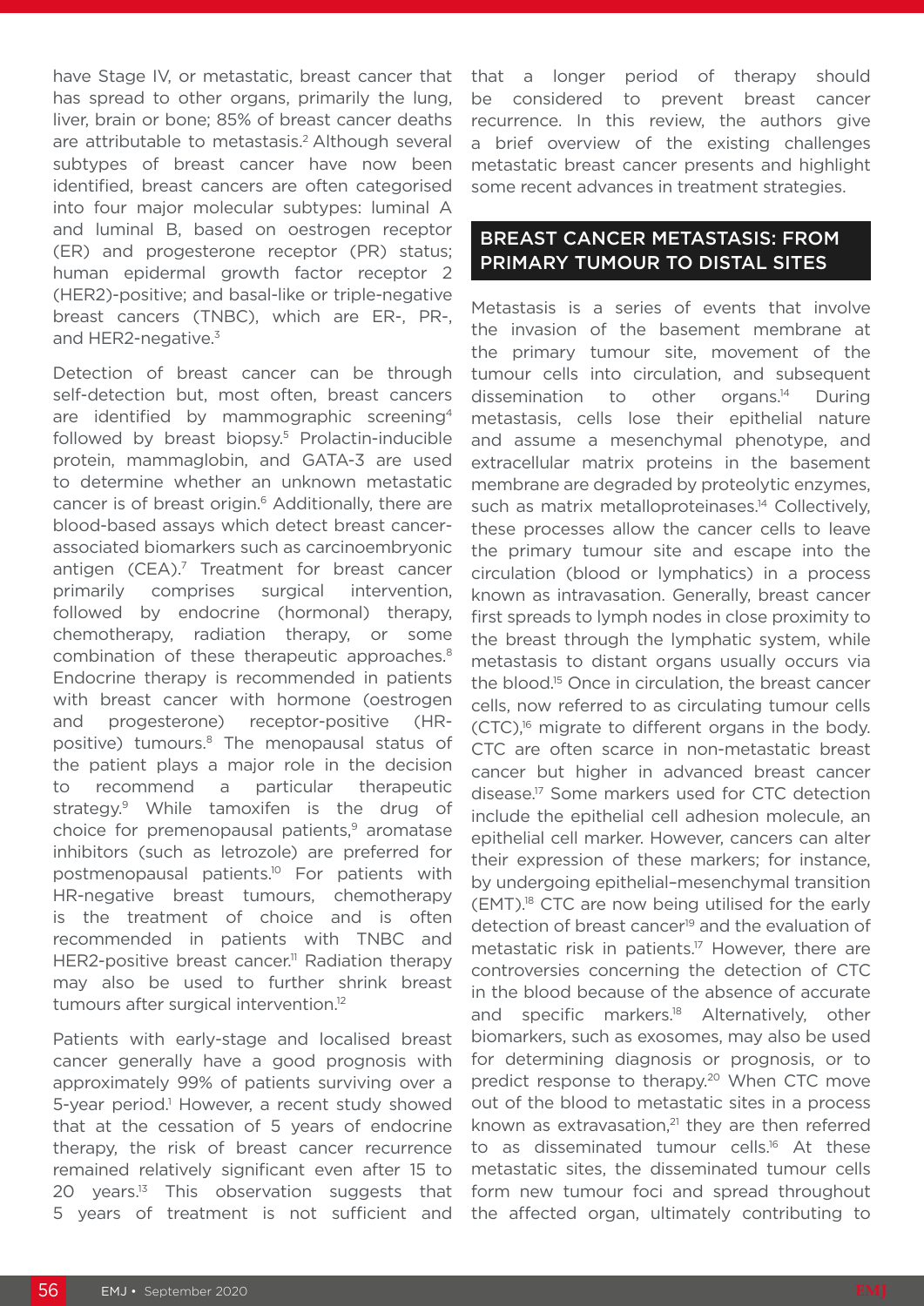have Stage IV, or metastatic, breast cancer that has spread to other organs, primarily the lung, liver, brain or bone; 85% of breast cancer deaths are attributable to metastasis.[2] Although several subtypes of breast cancer have now been identified, breast cancers are often categorised into four major molecular subtypes: luminal A and luminal B, based on oestrogen receptor (ER) and progesterone receptor (PR) status; human epidermal growth factor receptor 2 (HER2)-positive; and basal-like or triple-negative breast cancers (TNBC), which are ER-, PR-, and HER2-negative.[3]

Detection of breast cancer can be through self-detection but, most often, breast cancers are identified by mammographic screening[4] followed by breast biopsy.[5] Prolactin-inducible protein, mammaglobin, and GATA-3 are used to determine whether an unknown metastatic cancer is of breast origin.[6] Additionally, there are blood-based assays which detect breast cancer-associated biomarkers such as carcinoembryonic antigen (CEA).[7] Treatment for breast cancer primarily comprises surgical intervention, followed by endocrine (hormonal) therapy, chemotherapy, radiation therapy, or some combination of these therapeutic approaches.[8] Endocrine therapy is recommended in patients with breast cancer with hormone (oestrogen and progesterone) receptor-positive (HR-positive) tumours.[8] The menopausal status of the patient plays a major role in the decision to recommend a particular therapeutic strategy.[9] While tamoxifen is the drug of choice for premenopausal patients,[9] aromatase inhibitors (such as letrozole) are preferred for postmenopausal patients.[10] For patients with HR-negative breast tumours, chemotherapy is the treatment of choice and is often recommended in patients with TNBC and HER2-positive breast cancer.[11] Radiation therapy may also be used to further shrink breast tumours after surgical intervention.[12]

Patients with early-stage and localised breast cancer generally have a good prognosis with approximately 99% of patients surviving over a 5-year period.[1] However, a recent study showed that at the cessation of 5 years of endocrine therapy, the risk of breast cancer recurrence remained relatively significant even after 15 to 20 years.[13] This observation suggests that 5 years of treatment is not sufficient and that a longer period of therapy should be considered to prevent breast cancer recurrence. In this review, the authors give a brief overview of the existing challenges metastatic breast cancer presents and highlight some recent advances in treatment strategies.

## BREAST CANCER METASTASIS: FROM PRIMARY TUMOUR TO DISTAL SITES

Metastasis is a series of events that involve the invasion of the basement membrane at the primary tumour site, movement of the tumour cells into circulation, and subsequent dissemination to other organs.[14] During metastasis, cells lose their epithelial nature and assume a mesenchymal phenotype, and extracellular matrix proteins in the basement membrane are degraded by proteolytic enzymes, such as matrix metalloproteinases.[14] Collectively, these processes allow the cancer cells to leave the primary tumour site and escape into the circulation (blood or lymphatics) in a process known as intravasation. Generally, breast cancer first spreads to lymph nodes in close proximity to the breast through the lymphatic system, while metastasis to distant organs usually occurs via the blood.[15] Once in circulation, the breast cancer cells, now referred to as circulating tumour cells (CTC),[16] migrate to different organs in the body. CTC are often scarce in non-metastatic breast cancer but higher in advanced breast cancer disease.[17] Some markers used for CTC detection include the epithelial cell adhesion molecule, an epithelial cell marker. However, cancers can alter their expression of these markers; for instance, by undergoing epithelial–mesenchymal transition (EMT).[18] CTC are now being utilised for the early detection of breast cancer[19] and the evaluation of metastatic risk in patients.[17] However, there are controversies concerning the detection of CTC in the blood because of the absence of accurate and specific markers.[18] Alternatively, other biomarkers, such as exosomes, may also be used for determining diagnosis or prognosis, or to predict response to therapy.[20] When CTC move out of the blood to metastatic sites in a process known as extravasation,[21] they are then referred to as disseminated tumour cells.[16] At these metastatic sites, the disseminated tumour cells form new tumour foci and spread throughout the affected organ, ultimately contributing to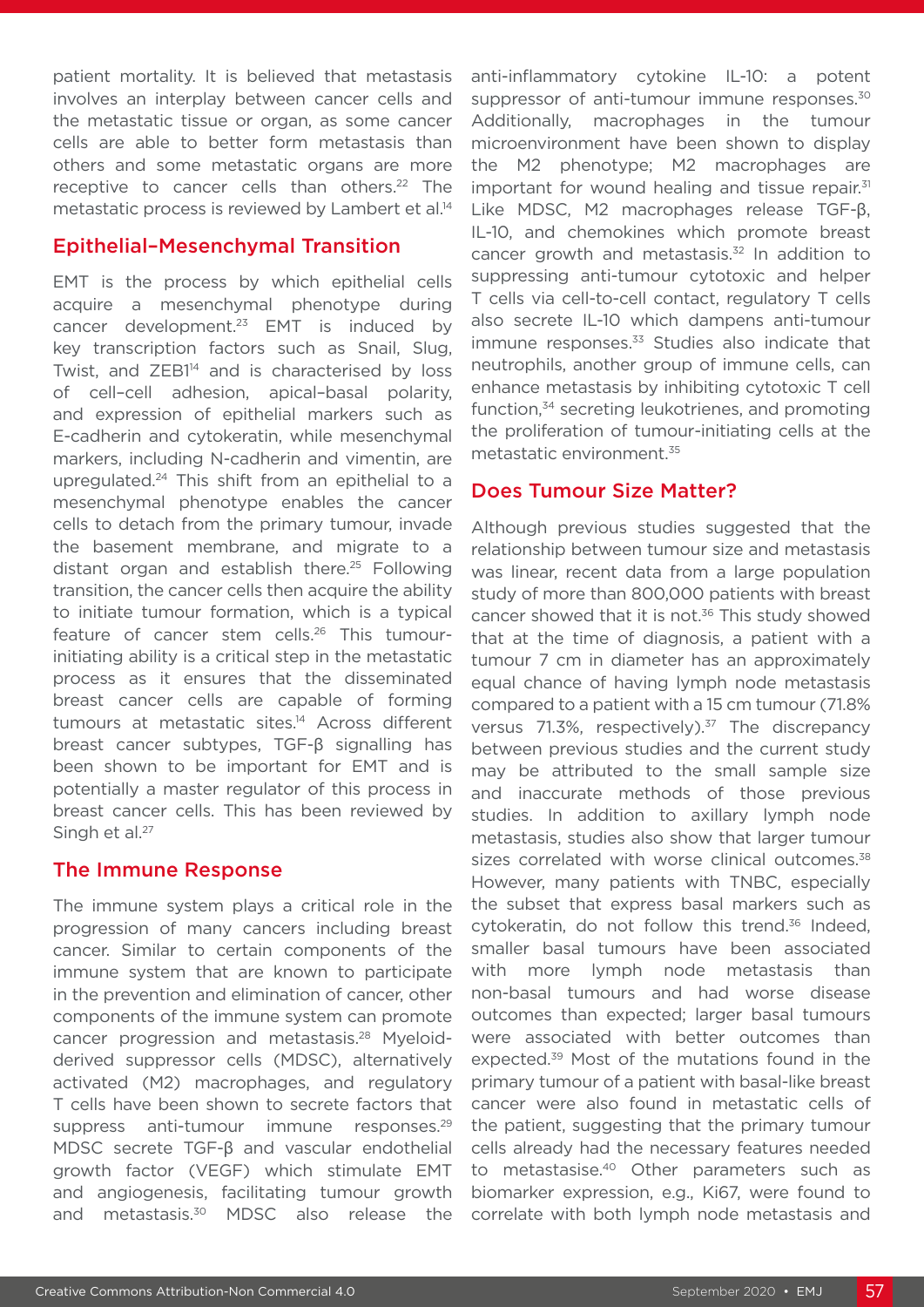patient mortality. It is believed that metastasis involves an interplay between cancer cells and the metastatic tissue or organ, as some cancer cells are able to better form metastasis than others and some metastatic organs are more receptive to cancer cells than others.[22] The metastatic process is reviewed by Lambert et al.[14]

## Epithelial–Mesenchymal Transition

EMT is the process by which epithelial cells acquire a mesenchymal phenotype during cancer development.[23] EMT is induced by key transcription factors such as Snail, Slug, Twist, and ZEB1[14] and is characterised by loss of cell–cell adhesion, apical–basal polarity, and expression of epithelial markers such as E-cadherin and cytokeratin, while mesenchymal markers, including N-cadherin and vimentin, are upregulated.[24] This shift from an epithelial to a mesenchymal phenotype enables the cancer cells to detach from the primary tumour, invade the basement membrane, and migrate to a distant organ and establish there.[25] Following transition, the cancer cells then acquire the ability to initiate tumour formation, which is a typical feature of cancer stem cells.[26] This tumour-initiating ability is a critical step in the metastatic process as it ensures that the disseminated breast cancer cells are capable of forming tumours at metastatic sites.[14] Across different breast cancer subtypes, TGF-β signalling has been shown to be important for EMT and is potentially a master regulator of this process in breast cancer cells. This has been reviewed by Singh et al.[27]

## The Immune Response

The immune system plays a critical role in the progression of many cancers including breast cancer. Similar to certain components of the immune system that are known to participate in the prevention and elimination of cancer, other components of the immune system can promote cancer progression and metastasis.[28] Myeloid-derived suppressor cells (MDSC), alternatively activated (M2) macrophages, and regulatory T cells have been shown to secrete factors that suppress anti-tumour immune responses.[29] MDSC secrete TGF-β and vascular endothelial growth factor (VEGF) which stimulate EMT and angiogenesis, facilitating tumour growth and metastasis.[30] MDSC also release the anti-inflammatory cytokine IL-10: a potent suppressor of anti-tumour immune responses.[30] Additionally, macrophages in the tumour microenvironment have been shown to display the M2 phenotype; M2 macrophages are important for wound healing and tissue repair.[31] Like MDSC, M2 macrophages release TGF-β, IL-10, and chemokines which promote breast cancer growth and metastasis.[32] In addition to suppressing anti-tumour cytotoxic and helper T cells via cell-to-cell contact, regulatory T cells also secrete IL-10 which dampens anti-tumour immune responses.[33] Studies also indicate that neutrophils, another group of immune cells, can enhance metastasis by inhibiting cytotoxic T cell function,[34] secreting leukotrienes, and promoting the proliferation of tumour-initiating cells at the metastatic environment.[35]

## Does Tumour Size Matter?

Although previous studies suggested that the relationship between tumour size and metastasis was linear, recent data from a large population study of more than 800,000 patients with breast cancer showed that it is not.[36] This study showed that at the time of diagnosis, a patient with a tumour 7 cm in diameter has an approximately equal chance of having lymph node metastasis compared to a patient with a 15 cm tumour (71.8% versus 71.3%, respectively).[37] The discrepancy between previous studies and the current study may be attributed to the small sample size and inaccurate methods of those previous studies. In addition to axillary lymph node metastasis, studies also show that larger tumour sizes correlated with worse clinical outcomes.[38] However, many patients with TNBC, especially the subset that express basal markers such as cytokeratin, do not follow this trend.[36] Indeed, smaller basal tumours have been associated with more lymph node metastasis than non-basal tumours and had worse disease outcomes than expected; larger basal tumours were associated with better outcomes than expected.[39] Most of the mutations found in the primary tumour of a patient with basal-like breast cancer were also found in metastatic cells of the patient, suggesting that the primary tumour cells already had the necessary features needed to metastasise.[40] Other parameters such as biomarker expression, e.g., Ki67, were found to correlate with both lymph node metastasis and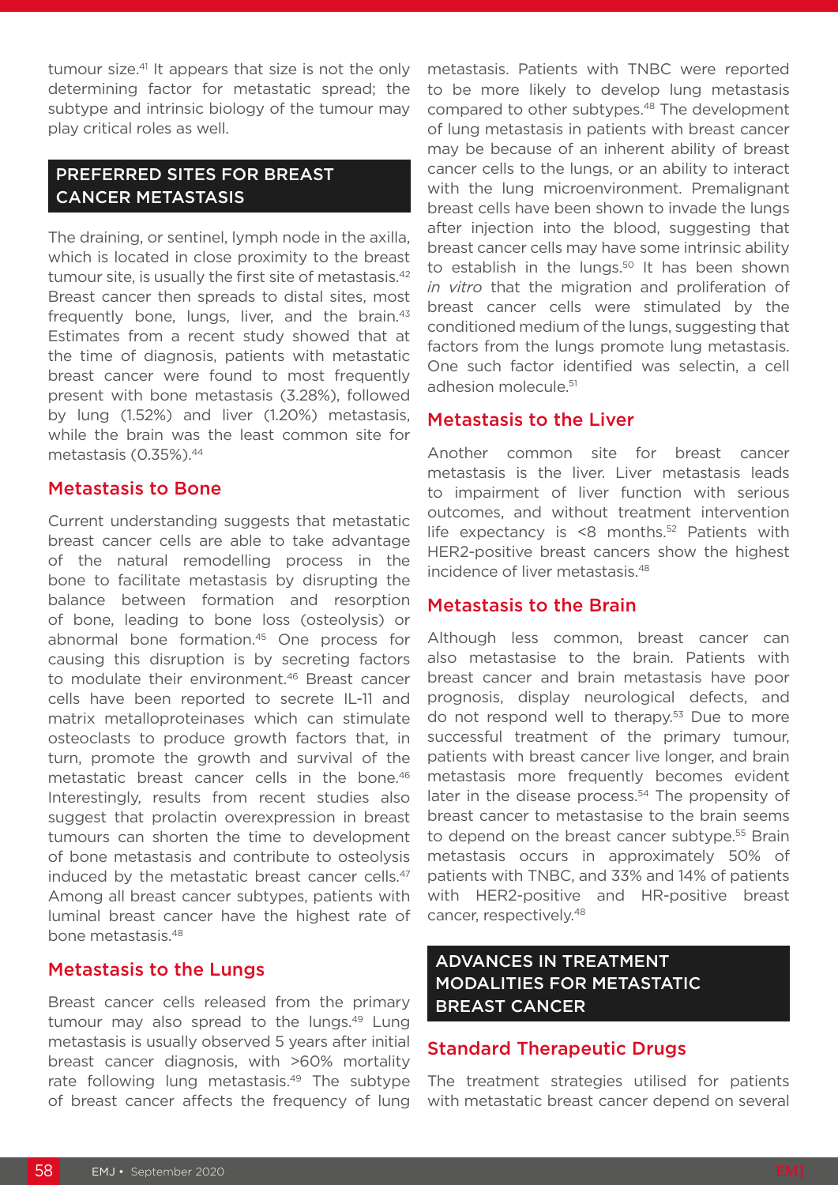tumour size.[41] It appears that size is not the only determining factor for metastatic spread; the subtype and intrinsic biology of the tumour may play critical roles as well.

## PREFERRED SITES FOR BREAST CANCER METASTASIS

The draining, or sentinel, lymph node in the axilla, which is located in close proximity to the breast tumour site, is usually the first site of metastasis.[42] Breast cancer then spreads to distal sites, most frequently bone, lungs, liver, and the brain.[43] Estimates from a recent study showed that at the time of diagnosis, patients with metastatic breast cancer were found to most frequently present with bone metastasis (3.28%), followed by lung (1.52%) and liver (1.20%) metastasis, while the brain was the least common site for metastasis (0.35%).[44]

### Metastasis to Bone

Current understanding suggests that metastatic breast cancer cells are able to take advantage of the natural remodelling process in the bone to facilitate metastasis by disrupting the balance between formation and resorption of bone, leading to bone loss (osteolysis) or abnormal bone formation.[45] One process for causing this disruption is by secreting factors to modulate their environment.[46] Breast cancer cells have been reported to secrete IL-11 and matrix metalloproteinases which can stimulate osteoclasts to produce growth factors that, in turn, promote the growth and survival of the metastatic breast cancer cells in the bone.[46] Interestingly, results from recent studies also suggest that prolactin overexpression in breast tumours can shorten the time to development of bone metastasis and contribute to osteolysis induced by the metastatic breast cancer cells.[47] Among all breast cancer subtypes, patients with luminal breast cancer have the highest rate of bone metastasis.[48]

### Metastasis to the Lungs

Breast cancer cells released from the primary tumour may also spread to the lungs.[49] Lung metastasis is usually observed 5 years after initial breast cancer diagnosis, with >60% mortality rate following lung metastasis.[49] The subtype of breast cancer affects the frequency of lung metastasis. Patients with TNBC were reported to be more likely to develop lung metastasis compared to other subtypes.[48] The development of lung metastasis in patients with breast cancer may be because of an inherent ability of breast cancer cells to the lungs, or an ability to interact with the lung microenvironment. Premalignant breast cells have been shown to invade the lungs after injection into the blood, suggesting that breast cancer cells may have some intrinsic ability to establish in the lungs.[50] It has been shown *in vitro* that the migration and proliferation of breast cancer cells were stimulated by the conditioned medium of the lungs, suggesting that factors from the lungs promote lung metastasis. One such factor identified was selectin, a cell adhesion molecule.[51]

### Metastasis to the Liver

Another common site for breast cancer metastasis is the liver. Liver metastasis leads to impairment of liver function with serious outcomes, and without treatment intervention life expectancy is <8 months.[52] Patients with HER2-positive breast cancers show the highest incidence of liver metastasis.[48]

### Metastasis to the Brain

Although less common, breast cancer can also metastasise to the brain. Patients with breast cancer and brain metastasis have poor prognosis, display neurological defects, and do not respond well to therapy.[53] Due to more successful treatment of the primary tumour, patients with breast cancer live longer, and brain metastasis more frequently becomes evident later in the disease process.[54] The propensity of breast cancer to metastasise to the brain seems to depend on the breast cancer subtype.[55] Brain metastasis occurs in approximately 50% of patients with TNBC, and 33% and 14% of patients with HER2-positive and HR-positive breast cancer, respectively.[48]

## ADVANCES IN TREATMENT MODALITIES FOR METASTATIC BREAST CANCER

### Standard Therapeutic Drugs

The treatment strategies utilised for patients with metastatic breast cancer depend on several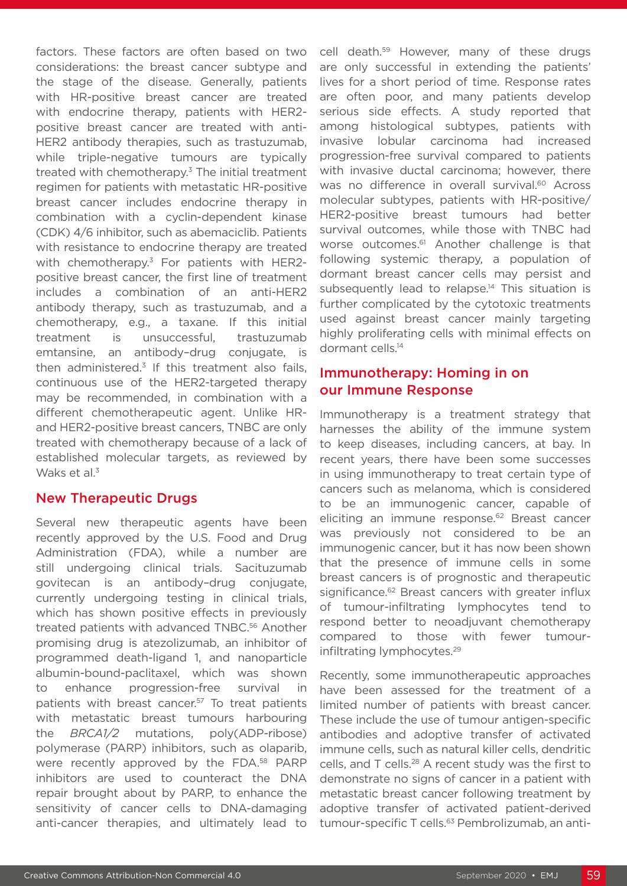factors. These factors are often based on two considerations: the breast cancer subtype and the stage of the disease. Generally, patients with HR-positive breast cancer are treated with endocrine therapy, patients with HER2-positive breast cancer are treated with anti-HER2 antibody therapies, such as trastuzumab, while triple-negative tumours are typically treated with chemotherapy.[3] The initial treatment regimen for patients with metastatic HR-positive breast cancer includes endocrine therapy in combination with a cyclin-dependent kinase (CDK) 4/6 inhibitor, such as abemaciclib. Patients with resistance to endocrine therapy are treated with chemotherapy.[3] For patients with HER2-positive breast cancer, the first line of treatment includes a combination of an anti-HER2 antibody therapy, such as trastuzumab, and a chemotherapy, e.g., a taxane. If this initial treatment is unsuccessful, trastuzumab emtansine, an antibody–drug conjugate, is then administered.[3] If this treatment also fails, continuous use of the HER2-targeted therapy may be recommended, in combination with a different chemotherapeutic agent. Unlike HR- and HER2-positive breast cancers, TNBC are only treated with chemotherapy because of a lack of established molecular targets, as reviewed by Waks et al.[3]

## New Therapeutic Drugs

Several new therapeutic agents have been recently approved by the U.S. Food and Drug Administration (FDA), while a number are still undergoing clinical trials. Sacituzumab govitecan is an antibody–drug conjugate, currently undergoing testing in clinical trials, which has shown positive effects in previously treated patients with advanced TNBC.[56] Another promising drug is atezolizumab, an inhibitor of programmed death-ligand 1, and nanoparticle albumin-bound-paclitaxel, which was shown to enhance progression-free survival in patients with breast cancer.[57] To treat patients with metastatic breast tumours harbouring the *BRCA1/2* mutations, poly(ADP-ribose) polymerase (PARP) inhibitors, such as olaparib, were recently approved by the FDA.[58] PARP inhibitors are used to counteract the DNA repair brought about by PARP, to enhance the sensitivity of cancer cells to DNA-damaging anti-cancer therapies, and ultimately lead to cell death.[59] However, many of these drugs are only successful in extending the patients' lives for a short period of time. Response rates are often poor, and many patients develop serious side effects. A study reported that among histological subtypes, patients with invasive lobular carcinoma had increased progression-free survival compared to patients with invasive ductal carcinoma; however, there was no difference in overall survival.[60] Across molecular subtypes, patients with HR-positive/HER2-positive breast tumours had better survival outcomes, while those with TNBC had worse outcomes.[61] Another challenge is that following systemic therapy, a population of dormant breast cancer cells may persist and subsequently lead to relapse.[14] This situation is further complicated by the cytotoxic treatments used against breast cancer mainly targeting highly proliferating cells with minimal effects on dormant cells.[14]

## Immunotherapy: Homing in on our Immune Response

Immunotherapy is a treatment strategy that harnesses the ability of the immune system to keep diseases, including cancers, at bay. In recent years, there have been some successes in using immunotherapy to treat certain type of cancers such as melanoma, which is considered to be an immunogenic cancer, capable of eliciting an immune response.[62] Breast cancer was previously not considered to be an immunogenic cancer, but it has now been shown that the presence of immune cells in some breast cancers is of prognostic and therapeutic significance.[62] Breast cancers with greater influx of tumour-infiltrating lymphocytes tend to respond better to neoadjuvant chemotherapy compared to those with fewer tumour-infiltrating lymphocytes.[29]

Recently, some immunotherapeutic approaches have been assessed for the treatment of a limited number of patients with breast cancer. These include the use of tumour antigen-specific antibodies and adoptive transfer of activated immune cells, such as natural killer cells, dendritic cells, and T cells.[28] A recent study was the first to demonstrate no signs of cancer in a patient with metastatic breast cancer following treatment by adoptive transfer of activated patient-derived tumour-specific T cells.[63] Pembrolizumab, an anti-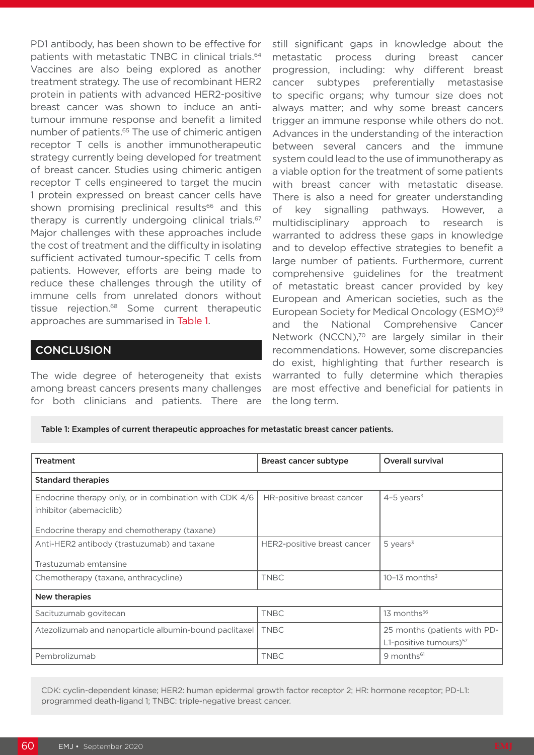PD1 antibody, has been shown to be effective for patients with metastatic TNBC in clinical trials.[64] Vaccines are also being explored as another treatment strategy. The use of recombinant HER2 protein in patients with advanced HER2-positive breast cancer was shown to induce an anti-tumour immune response and benefit a limited number of patients.[65] The use of chimeric antigen receptor T cells is another immunotherapeutic strategy currently being developed for treatment of breast cancer. Studies using chimeric antigen receptor T cells engineered to target the mucin 1 protein expressed on breast cancer cells have shown promising preclinical results[66] and this therapy is currently undergoing clinical trials.[67] Major challenges with these approaches include the cost of treatment and the difficulty in isolating sufficient activated tumour-specific T cells from patients. However, efforts are being made to reduce these challenges through the utility of immune cells from unrelated donors without tissue rejection.[68] Some current therapeutic approaches are summarised in Table 1.

## CONCLUSION

The wide degree of heterogeneity that exists among breast cancers presents many challenges for both clinicians and patients. There are still significant gaps in knowledge about the metastatic process during breast cancer progression, including: why different breast cancer subtypes preferentially metastasise to specific organs; why tumour size does not always matter; and why some breast cancers trigger an immune response while others do not. Advances in the understanding of the interaction between several cancers and the immune system could lead to the use of immunotherapy as a viable option for the treatment of some patients with breast cancer with metastatic disease. There is also a need for greater understanding of key signalling pathways. However, a multidisciplinary approach to research is warranted to address these gaps in knowledge and to develop effective strategies to benefit a large number of patients. Furthermore, current comprehensive guidelines for the treatment of metastatic breast cancer provided by key European and American societies, such as the European Society for Medical Oncology (ESMO)[69] and the National Comprehensive Cancer Network (NCCN),[70] are largely similar in their recommendations. However, some discrepancies do exist, highlighting that further research is warranted to fully determine which therapies are most effective and beneficial for patients in the long term.

**Table 1: Examples of current therapeutic approaches for metastatic breast cancer patients.**

| Treatment | Breast cancer subtype | Overall survival |
|---|---|---|
| **Standard therapies** | | |
| Endocrine therapy only, or in combination with CDK 4/6 inhibitor (abemaciclib)<br><br>Endocrine therapy and chemotherapy (taxane) | HR-positive breast cancer | 4–5 years[3] |
| Anti-HER2 antibody (trastuzumab) and taxane<br><br>Trastuzumab emtansine | HER2-positive breast cancer | 5 years[3] |
| Chemotherapy (taxane, anthracycline) | TNBC | 10–13 months[3] |
| **New therapies** | | |
| Sacituzumab govitecan | TNBC | 13 months[56] |
| Atezolizumab and nanoparticle albumin-bound paclitaxel | TNBC | 25 months (patients with PD-L1-positive tumours)[57] |
| Pembrolizumab | TNBC | 9 months[61] |

CDK: cyclin-dependent kinase; HER2: human epidermal growth factor receptor 2; HR: hormone receptor; PD-L1: programmed death-ligand 1; TNBC: triple-negative breast cancer.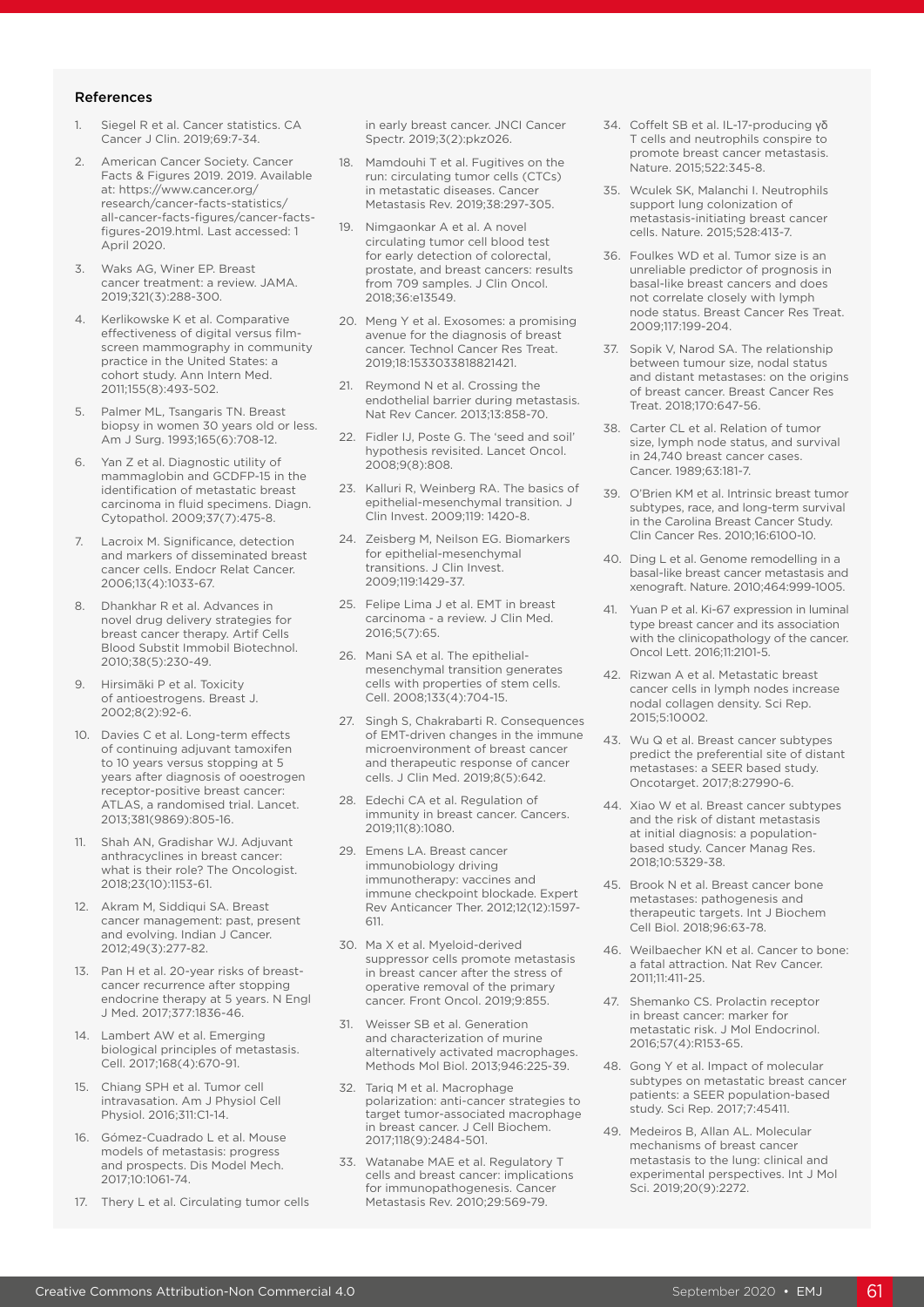## References

1. Siegel R et al. Cancer statistics. CA Cancer J Clin. 2019;69:7-34.
2. American Cancer Society. Cancer Facts & Figures 2019. 2019. Available at: https://www.cancer.org/research/cancer-facts-statistics/all-cancer-facts-figures/cancer-facts-figures-2019.html. Last accessed: 1 April 2020.
3. Waks AG, Winer EP. Breast cancer treatment: a review. JAMA. 2019;321(3):288-300.
4. Kerlikowske K et al. Comparative effectiveness of digital versus film-screen mammography in community practice in the United States: a cohort study. Ann Intern Med. 2011;155(8):493-502.
5. Palmer ML, Tsangaris TN. Breast biopsy in women 30 years old or less. Am J Surg. 1993;165(6):708-12.
6. Yan Z et al. Diagnostic utility of mammaglobin and GCDFP-15 in the identification of metastatic breast carcinoma in fluid specimens. Diagn. Cytopathol. 2009;37(7):475-8.
7. Lacroix M. Significance, detection and markers of disseminated breast cancer cells. Endocr Relat Cancer. 2006;13(4):1033-67.
8. Dhankhar R et al. Advances in novel drug delivery strategies for breast cancer therapy. Artif Cells Blood Substit Immobil Biotechnol. 2010;38(5):230-49.
9. Hirsimäki P et al. Toxicity of antioestrogens. Breast J. 2002;8(2):92-6.
10. Davies C et al. Long-term effects of continuing adjuvant tamoxifen to 10 years versus stopping at 5 years after diagnosis of oestrogen receptor-positive breast cancer: ATLAS, a randomised trial. Lancet. 2013;381(9869):805-16.
11. Shah AN, Gradishar WJ. Adjuvant anthracyclines in breast cancer: what is their role? The Oncologist. 2018;23(10):1153-61.
12. Akram M, Siddiqui SA. Breast cancer management: past, present and evolving. Indian J Cancer. 2012;49(3):277-82.
13. Pan H et al. 20-year risks of breast-cancer recurrence after stopping endocrine therapy at 5 years. N Engl J Med. 2017;377:1836-46.
14. Lambert AW et al. Emerging biological principles of metastasis. Cell. 2017;168(4):670-91.
15. Chiang SPH et al. Tumor cell intravasation. Am J Physiol Cell Physiol. 2016;311:C1-14.
16. Gómez-Cuadrado L et al. Mouse models of metastasis: progress and prospects. Dis Model Mech. 2017;10:1061-74.
17. Thery L et al. Circulating tumor cells in early breast cancer. JNCI Cancer Spectr. 2019;3(2):pkz026.
18. Mamdouhi T et al. Fugitives on the run: circulating tumor cells (CTCs) in metastatic diseases. Cancer Metastasis Rev. 2019;38:297-305.
19. Nimgaonkar A et al. A novel circulating tumor cell blood test for early detection of colorectal, prostate, and breast cancers: results from 709 samples. J Clin Oncol. 2018;36:e13549.
20. Meng Y et al. Exosomes: a promising avenue for the diagnosis of breast cancer. Technol Cancer Res Treat. 2019;18:1533033818821421.
21. Reymond N et al. Crossing the endothelial barrier during metastasis. Nat Rev Cancer. 2013;13:858-70.
22. Fidler IJ, Poste G. The 'seed and soil' hypothesis revisited. Lancet Oncol. 2008;9(8):808.
23. Kalluri R, Weinberg RA. The basics of epithelial-mesenchymal transition. J Clin Invest. 2009;119: 1420-8.
24. Zeisberg M, Neilson EG. Biomarkers for epithelial-mesenchymal transitions. J Clin Invest. 2009;119:1429-37.
25. Felipe Lima J et al. EMT in breast carcinoma - a review. J Clin Med. 2016;5(7):65.
26. Mani SA et al. The epithelial-mesenchymal transition generates cells with properties of stem cells. Cell. 2008;133(4):704-15.
27. Singh S, Chakrabarti R. Consequences of EMT-driven changes in the immune microenvironment of breast cancer and therapeutic response of cancer cells. J Clin Med. 2019;8(5):642.
28. Edechi CA et al. Regulation of immunity in breast cancer. Cancers. 2019;11(8):1080.
29. Emens LA. Breast cancer immunobiology driving immunotherapy: vaccines and immune checkpoint blockade. Expert Rev Anticancer Ther. 2012;12(12):1597-611.
30. Ma X et al. Myeloid-derived suppressor cells promote metastasis in breast cancer after the stress of operative removal of the primary cancer. Front Oncol. 2019;9:855.
31. Weisser SB et al. Generation and characterization of murine alternatively activated macrophages. Methods Mol Biol. 2013;946:225-39.
32. Tariq M et al. Macrophage polarization: anti-cancer strategies to target tumor-associated macrophage in breast cancer. J Cell Biochem. 2017;118(9):2484-501.
33. Watanabe MAE et al. Regulatory T cells and breast cancer: implications for immunopathogenesis. Cancer Metastasis Rev. 2010;29:569-79.
34. Coffelt SB et al. IL-17-producing γδ T cells and neutrophils conspire to promote breast cancer metastasis. Nature. 2015;522:345-8.
35. Wculek SK, Malanchi I. Neutrophils support lung colonization of metastasis-initiating breast cancer cells. Nature. 2015;528:413-7.
36. Foulkes WD et al. Tumor size is an unreliable predictor of prognosis in basal-like breast cancers and does not correlate closely with lymph node status. Breast Cancer Res Treat. 2009;117:199-204.
37. Sopik V, Narod SA. The relationship between tumour size, nodal status and distant metastases: on the origins of breast cancer. Breast Cancer Res Treat. 2018;170:647-56.
38. Carter CL et al. Relation of tumor size, lymph node status, and survival in 24,740 breast cancer cases. Cancer. 1989;63:181-7.
39. O'Brien KM et al. Intrinsic breast tumor subtypes, race, and long-term survival in the Carolina Breast Cancer Study. Clin Cancer Res. 2010;16:6100-10.
40. Ding L et al. Genome remodelling in a basal-like breast cancer metastasis and xenograft. Nature. 2010;464:999-1005.
41. Yuan P et al. Ki-67 expression in luminal type breast cancer and its association with the clinicopathology of the cancer. Oncol Lett. 2016;11:2101-5.
42. Rizwan A et al. Metastatic breast cancer cells in lymph nodes increase nodal collagen density. Sci Rep. 2015;5:10002.
43. Wu Q et al. Breast cancer subtypes predict the preferential site of distant metastases: a SEER based study. Oncotarget. 2017;8:27990-6.
44. Xiao W et al. Breast cancer subtypes and the risk of distant metastasis at initial diagnosis: a population-based study. Cancer Manag Res. 2018;10:5329-38.
45. Brook N et al. Breast cancer bone metastases: pathogenesis and therapeutic targets. Int J Biochem Cell Biol. 2018;96:63-78.
46. Weilbaecher KN et al. Cancer to bone: a fatal attraction. Nat Rev Cancer. 2011;11:411-25.
47. Shemanko CS. Prolactin receptor in breast cancer: marker for metastatic risk. J Mol Endocrinol. 2016;57(4):R153-65.
48. Gong Y et al. Impact of molecular subtypes on metastatic breast cancer patients: a SEER population-based study. Sci Rep. 2017;7:45411.
49. Medeiros B, Allan AL. Molecular mechanisms of breast cancer metastasis to the lung: clinical and experimental perspectives. Int J Mol Sci. 2019;20(9):2272.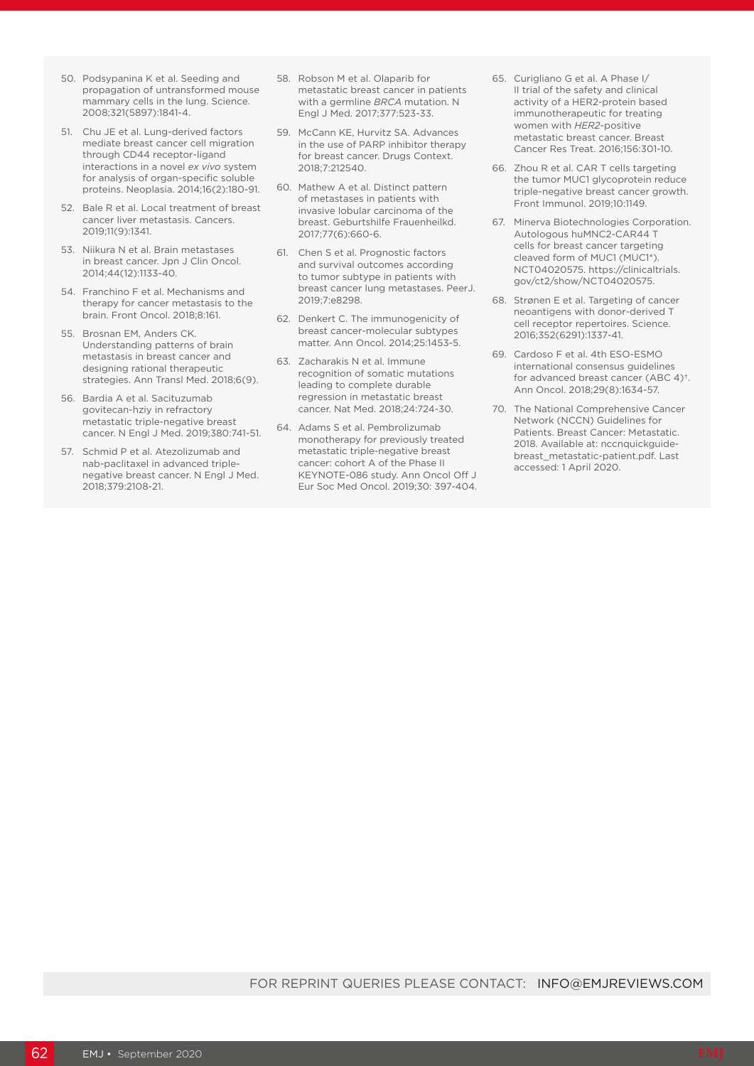50. Podsypanina K et al. Seeding and propagation of untransformed mouse mammary cells in the lung. Science. 2008;321(5897):1841-4.
51. Chu JE et al. Lung-derived factors mediate breast cancer cell migration through CD44 receptor-ligand interactions in a novel *ex vivo* system for analysis of organ-specific soluble proteins. Neoplasia. 2014;16(2):180-91.
52. Bale R et al. Local treatment of breast cancer liver metastasis. Cancers. 2019;11(9):1341.
53. Niikura N et al. Brain metastases in breast cancer. Jpn J Clin Oncol. 2014;44(12):1133-40.
54. Franchino F et al. Mechanisms and therapy for cancer metastasis to the brain. Front Oncol. 2018;8:161.
55. Brosnan EM, Anders CK. Understanding patterns of brain metastasis in breast cancer and designing rational therapeutic strategies. Ann Transl Med. 2018;6(9).
56. Bardia A et al. Sacituzumab govitecan-hziy in refractory metastatic triple-negative breast cancer. N Engl J Med. 2019;380:741-51.
57. Schmid P et al. Atezolizumab and nab-paclitaxel in advanced triple-negative breast cancer. N Engl J Med. 2018;379:2108-21.
58. Robson M et al. Olaparib for metastatic breast cancer in patients with a germline *BRCA* mutation. N Engl J Med. 2017;377:523-33.
59. McCann KE, Hurvitz SA. Advances in the use of PARP inhibitor therapy for breast cancer. Drugs Context. 2018;7:212540.
60. Mathew A et al. Distinct pattern of metastases in patients with invasive lobular carcinoma of the breast. Geburtshilfe Frauenheilkd. 2017;77(6):660-6.
61. Chen S et al. Prognostic factors and survival outcomes according to tumor subtype in patients with breast cancer lung metastases. PeerJ. 2019;7:e8298.
62. Denkert C. The immunogenicity of breast cancer-molecular subtypes matter. Ann Oncol. 2014;25:1453-5.
63. Zacharakis N et al. Immune recognition of somatic mutations leading to complete durable regression in metastatic breast cancer. Nat Med. 2018;24:724-30.
64. Adams S et al. Pembrolizumab monotherapy for previously treated metastatic triple-negative breast cancer: cohort A of the Phase II KEYNOTE-086 study. Ann Oncol Off J Eur Soc Med Oncol. 2019;30: 397-404.
65. Curigliano G et al. A Phase I/II trial of the safety and clinical activity of a HER2-protein based immunotherapeutic for treating women with *HER2*-positive metastatic breast cancer. Breast Cancer Res Treat. 2016;156:301-10.
66. Zhou R et al. CAR T cells targeting the tumor MUC1 glycoprotein reduce triple-negative breast cancer growth. Front Immunol. 2019;10:1149.
67. Minerva Biotechnologies Corporation. Autologous huMNC2-CAR44 T cells for breast cancer targeting cleaved form of MUC1 (MUC1*). NCT04020575. https://clinicaltrials.gov/ct2/show/NCT04020575.
68. Strønen E et al. Targeting of cancer neoantigens with donor-derived T cell receptor repertoires. Science. 2016;352(6291):1337-41.
69. Cardoso F et al. 4th ESO-ESMO international consensus guidelines for advanced breast cancer (ABC 4)†. Ann Oncol. 2018;29(8):1634-57.
70. The National Comprehensive Cancer Network (NCCN) Guidelines for Patients. Breast Cancer: Metastatic. 2018. Available at: nccnquickguide-breast_metastatic-patient.pdf. Last accessed: 1 April 2020.

FOR REPRINT QUERIES PLEASE CONTACT: INFO@EMJREVIEWS.COM